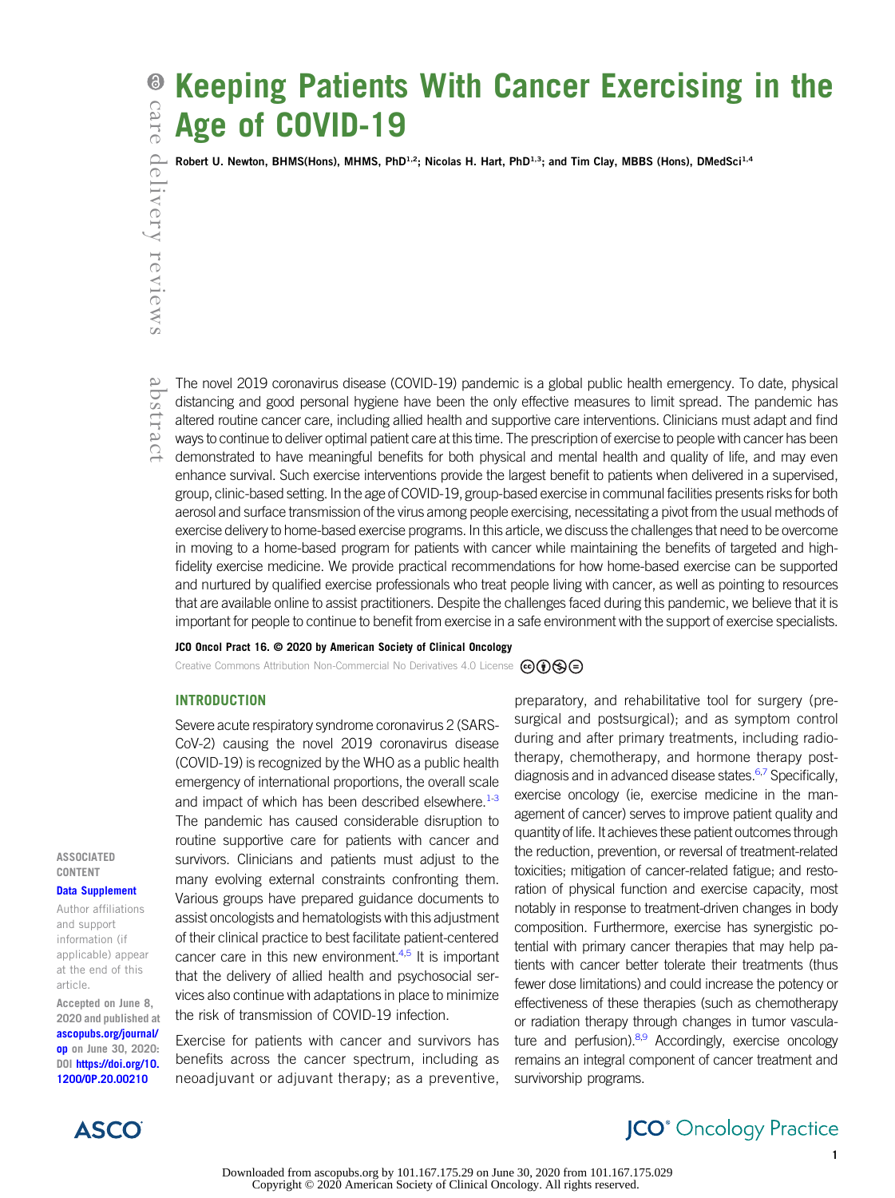# Keeping Patients With Cancer Exercising in the Age of COVID-19

Robert U. Newton, BHMS(Hons), MHMS, PhD[1,2]; Nicolas H. Hart, PhD[1,3]; and Tim Clay, MBBS (Hons), DMedSci[1,4]

abstract

The novel 2019 coronavirus disease (COVID-19) pandemic is a global public health emergency. To date, physical distancing and good personal hygiene have been the only effective measures to limit spread. The pandemic has altered routine cancer care, including allied health and supportive care interventions. Clinicians must adapt and find ways to continue to deliver optimal patient care at this time. The prescription of exercise to people with cancer has been demonstrated to have meaningful benefits for both physical and mental health and quality of life, and may even enhance survival. Such exercise interventions provide the largest benefit to patients when delivered in a supervised, group, clinic-based setting. In the age of COVID-19, group-based exercise in communal facilities presents risks for both aerosol and surface transmission of the virus among people exercising, necessitating a pivot from the usual methods of exercise delivery to home-based exercise programs. In this article, we discuss the challenges that need to be overcome in moving to a home-based program for patients with cancer while maintaining the benefits of targeted and high-fidelity exercise medicine. We provide practical recommendations for how home-based exercise can be supported and nurtured by qualified exercise professionals who treat people living with cancer, as well as pointing to resources that are available online to assist practitioners. Despite the challenges faced during this pandemic, we believe that it is important for people to continue to benefit from exercise in a safe environment with the support of exercise specialists.

**JCO Oncol Pract 16. © 2020 by American Society of Clinical Oncology**

Creative Commons Attribution Non-Commercial No Derivatives 4.0 License

**ASSOCIATED CONTENT**

**Data Supplement**

Author affiliations and support information (if applicable) appear at the end of this article.

Accepted on June 8, 2020 and published at ascopubs.org/journal/op on June 30, 2020: DOI https://doi.org/10.1200/OP.20.00210

## INTRODUCTION

Severe acute respiratory syndrome coronavirus 2 (SARS-CoV-2) causing the novel 2019 coronavirus disease (COVID-19) is recognized by the WHO as a public health emergency of international proportions, the overall scale and impact of which has been described elsewhere.[1-3] The pandemic has caused considerable disruption to routine supportive care for patients with cancer and survivors. Clinicians and patients must adjust to the many evolving external constraints confronting them. Various groups have prepared guidance documents to assist oncologists and hematologists with this adjustment of their clinical practice to best facilitate patient-centered cancer care in this new environment.[4,5] It is important that the delivery of allied health and psychosocial services also continue with adaptations in place to minimize the risk of transmission of COVID-19 infection.

Exercise for patients with cancer and survivors has benefits across the cancer spectrum, including as neoadjuvant or adjuvant therapy; as a preventive, preparatory, and rehabilitative tool for surgery (presurgical and postsurgical); and as symptom control during and after primary treatments, including radiotherapy, chemotherapy, and hormone therapy postdiagnosis and in advanced disease states.[6,7] Specifically, exercise oncology (ie, exercise medicine in the management of cancer) serves to improve patient quality and quantity of life. It achieves these patient outcomes through the reduction, prevention, or reversal of treatment-related toxicities; mitigation of cancer-related fatigue; and restoration of physical function and exercise capacity, most notably in response to treatment-driven changes in body composition. Furthermore, exercise has synergistic potential with primary cancer therapies that may help patients with cancer better tolerate their treatments (thus fewer dose limitations) and could increase the potency or effectiveness of these therapies (such as chemotherapy or radiation therapy through changes in tumor vasculature and perfusion).[8,9] Accordingly, exercise oncology remains an integral component of cancer treatment and survivorship programs.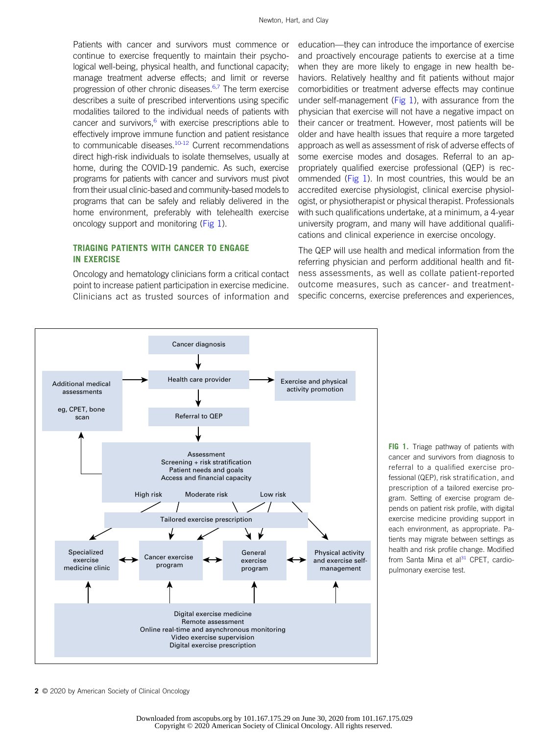Patients with cancer and survivors must commence or continue to exercise frequently to maintain their psychological well-being, physical health, and functional capacity; manage treatment adverse effects; and limit or reverse progression of other chronic diseases.[6,7] The term exercise describes a suite of prescribed interventions using specific modalities tailored to the individual needs of patients with cancer and survivors,[6] with exercise prescriptions able to effectively improve immune function and patient resistance to communicable diseases.[10-12] Current recommendations direct high-risk individuals to isolate themselves, usually at home, during the COVID-19 pandemic. As such, exercise programs for patients with cancer and survivors must pivot from their usual clinic-based and community-based models to programs that can be safely and reliably delivered in the home environment, preferably with telehealth exercise oncology support and monitoring (Fig 1).

## TRIAGING PATIENTS WITH CANCER TO ENGAGE IN EXERCISE

Oncology and hematology clinicians form a critical contact point to increase patient participation in exercise medicine. Clinicians act as trusted sources of information and education—they can introduce the importance of exercise and proactively encourage patients to exercise at a time when they are more likely to engage in new health behaviors. Relatively healthy and fit patients without major comorbidities or treatment adverse effects may continue under self-management (Fig 1), with assurance from the physician that exercise will not have a negative impact on their cancer or treatment. However, most patients will be older and have health issues that require a more targeted approach as well as assessment of risk of adverse effects of some exercise modes and dosages. Referral to an appropriately qualified exercise professional (QEP) is recommended (Fig 1). In most countries, this would be an accredited exercise physiologist, clinical exercise physiologist, or physiotherapist or physical therapist. Professionals with such qualifications undertake, at a minimum, a 4-year university program, and many will have additional qualifications and clinical experience in exercise oncology.

The QEP will use health and medical information from the referring physician and perform additional health and fitness assessments, as well as collate patient-reported outcome measures, such as cancer- and treatment-specific concerns, exercise preferences and experiences,

Cancer diagnosis → Health care provider → Referral to QEP

Health care provider → Exercise and physical activity promotion

Additional medical assessments (eg, CPET, bone scan) → Health care provider

Assessment: Screening + risk stratification; Patient needs and goals; Access and financial capacity → Additional medical assessments

Assessment (High risk / Moderate risk / Low risk) → Tailored exercise prescription → Specialized exercise medicine clinic ↔ Cancer exercise program ↔ General exercise program ↔ Physical activity and exercise self-management

Digital exercise medicine: Remote assessment; Online real-time and asynchronous monitoring; Video exercise supervision; Digital exercise prescription → each setting

**FIG 1.** Triage pathway of patients with cancer and survivors from diagnosis to referral to a qualified exercise professional (QEP), risk stratification, and prescription of a tailored exercise program. Setting of exercise program depends on patient risk profile, with digital exercise medicine providing support in each environment, as appropriate. Patients may migrate between settings as health and risk profile change. Modified from Santa Mina et al[31] CPET, cardiopulmonary exercise test.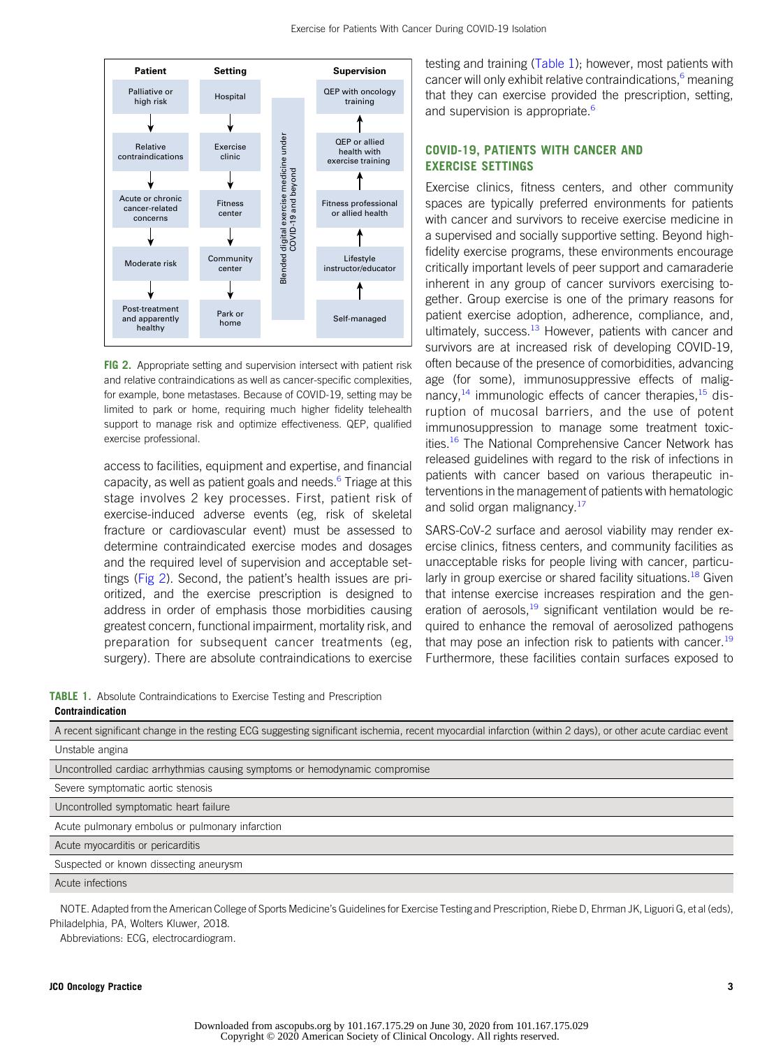| Patient | Setting | | Supervision |
|---|---|---|---|
| Palliative or high risk | Hospital | Blended digital exercise medicine under COVID-19 and beyond | QEP with oncology training |
| Relative contraindications | Exercise clinic | | QEP or allied health with exercise training |
| Acute or chronic cancer-related concerns | Fitness center | | Fitness professional or allied health |
| Moderate risk | Community center | | Lifestyle instructor/educator |
| Post-treatment and apparently healthy | Park or home | | Self-managed |

**FIG 2.** Appropriate setting and supervision intersect with patient risk and relative contraindications as well as cancer-specific complexities, for example, bone metastases. Because of COVID-19, setting may be limited to park or home, requiring much higher fidelity telehealth support to manage risk and optimize effectiveness. QEP, qualified exercise professional.

access to facilities, equipment and expertise, and financial capacity, as well as patient goals and needs.[6] Triage at this stage involves 2 key processes. First, patient risk of exercise-induced adverse events (eg, risk of skeletal fracture or cardiovascular event) must be assessed to determine contraindicated exercise modes and dosages and the required level of supervision and acceptable settings (Fig 2). Second, the patient's health issues are prioritized, and the exercise prescription is designed to address in order of emphasis those morbidities causing greatest concern, functional impairment, mortality risk, and preparation for subsequent cancer treatments (eg, surgery). There are absolute contraindications to exercise testing and training (Table 1); however, most patients with cancer will only exhibit relative contraindications,[6] meaning that they can exercise provided the prescription, setting, and supervision is appropriate.[6]

## COVID-19, PATIENTS WITH CANCER AND EXERCISE SETTINGS

Exercise clinics, fitness centers, and other community spaces are typically preferred environments for patients with cancer and survivors to receive exercise medicine in a supervised and socially supportive setting. Beyond high-fidelity exercise programs, these environments encourage critically important levels of peer support and camaraderie inherent in any group of cancer survivors exercising together. Group exercise is one of the primary reasons for patient exercise adoption, adherence, compliance, and, ultimately, success.[13] However, patients with cancer and survivors are at increased risk of developing COVID-19, often because of the presence of comorbidities, advancing age (for some), immunosuppressive effects of malignancy,[14] immunologic effects of cancer therapies,[15] disruption of mucosal barriers, and the use of potent immunosuppression to manage some treatment toxicities.[16] The National Comprehensive Cancer Network has released guidelines with regard to the risk of infections in patients with cancer based on various therapeutic interventions in the management of patients with hematologic and solid organ malignancy.[17]

SARS-CoV-2 surface and aerosol viability may render exercise clinics, fitness centers, and community facilities as unacceptable risks for people living with cancer, particularly in group exercise or shared facility situations.[18] Given that intense exercise increases respiration and the generation of aerosols,[19] significant ventilation would be required to enhance the removal of aerosolized pathogens that may pose an infection risk to patients with cancer.[19] Furthermore, these facilities contain surfaces exposed to

**TABLE 1.** Absolute Contraindications to Exercise Testing and Prescription

| Contraindication |
|---|
| A recent significant change in the resting ECG suggesting significant ischemia, recent myocardial infarction (within 2 days), or other acute cardiac event |
| Unstable angina |
| Uncontrolled cardiac arrhythmias causing symptoms or hemodynamic compromise |
| Severe symptomatic aortic stenosis |
| Uncontrolled symptomatic heart failure |
| Acute pulmonary embolus or pulmonary infarction |
| Acute myocarditis or pericarditis |
| Suspected or known dissecting aneurysm |
| Acute infections |

NOTE. Adapted from the American College of Sports Medicine's Guidelines for Exercise Testing and Prescription, Riebe D, Ehrman JK, Liguori G, et al (eds), Philadelphia, PA, Wolters Kluwer, 2018.

Abbreviations: ECG, electrocardiogram.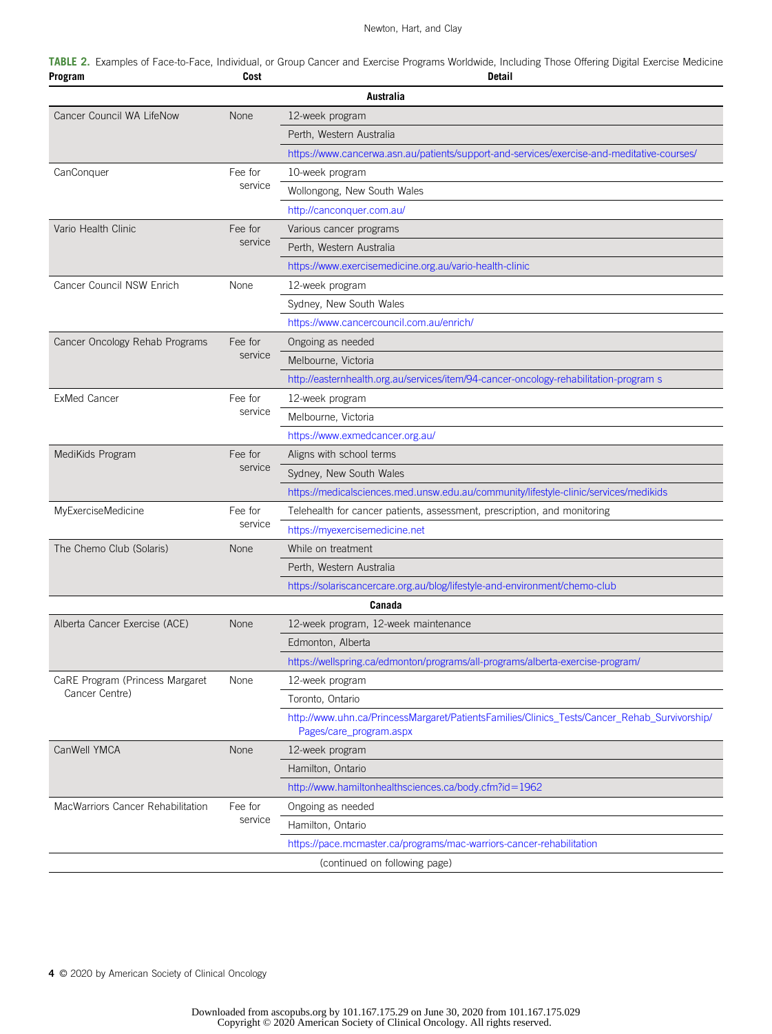**TABLE 2.** Examples of Face-to-Face, Individual, or Group Cancer and Exercise Programs Worldwide, Including Those Offering Digital Exercise Medicine

| Program | Cost | Detail |
|---|---|---|
| **Australia** | | |
| Cancer Council WA LifeNow | None | 12-week program |
| | | Perth, Western Australia |
| | | https://www.cancerwa.asn.au/patients/support-and-services/exercise-and-meditative-courses/ |
| CanConquer | Fee for service | 10-week program |
| | | Wollongong, New South Wales |
| | | http://canconquer.com.au/ |
| Vario Health Clinic | Fee for service | Various cancer programs |
| | | Perth, Western Australia |
| | | https://www.exercisemedicine.org.au/vario-health-clinic |
| Cancer Council NSW Enrich | None | 12-week program |
| | | Sydney, New South Wales |
| | | https://www.cancercouncil.com.au/enrich/ |
| Cancer Oncology Rehab Programs | Fee for service | Ongoing as needed |
| | | Melbourne, Victoria |
| | | http://easternhealth.org.au/services/item/94-cancer-oncology-rehabilitation-program s |
| ExMed Cancer | Fee for service | 12-week program |
| | | Melbourne, Victoria |
| | | https://www.exmedcancer.org.au/ |
| MediKids Program | Fee for service | Aligns with school terms |
| | | Sydney, New South Wales |
| | | https://medicalsciences.med.unsw.edu.au/community/lifestyle-clinic/services/medikids |
| MyExerciseMedicine | Fee for service | Telehealth for cancer patients, assessment, prescription, and monitoring |
| | | https://myexercisemedicine.net |
| The Chemo Club (Solaris) | None | While on treatment |
| | | Perth, Western Australia |
| | | https://solariscancercare.org.au/blog/lifestyle-and-environment/chemo-club |
| **Canada** | | |
| Alberta Cancer Exercise (ACE) | None | 12-week program, 12-week maintenance |
| | | Edmonton, Alberta |
| | | https://wellspring.ca/edmonton/programs/all-programs/alberta-exercise-program/ |
| CaRE Program (Princess Margaret Cancer Centre) | None | 12-week program |
| | | Toronto, Ontario |
| | | http://www.uhn.ca/PrincessMargaret/PatientsFamilies/Clinics_Tests/Cancer_Rehab_Survivorship/Pages/care_program.aspx |
| CanWell YMCA | None | 12-week program |
| | | Hamilton, Ontario |
| | | http://www.hamiltonhealthsciences.ca/body.cfm?id=1962 |
| MacWarriors Cancer Rehabilitation | Fee for service | Ongoing as needed |
| | | Hamilton, Ontario |
| | | https://pace.mcmaster.ca/programs/mac-warriors-cancer-rehabilitation |

(continued on following page)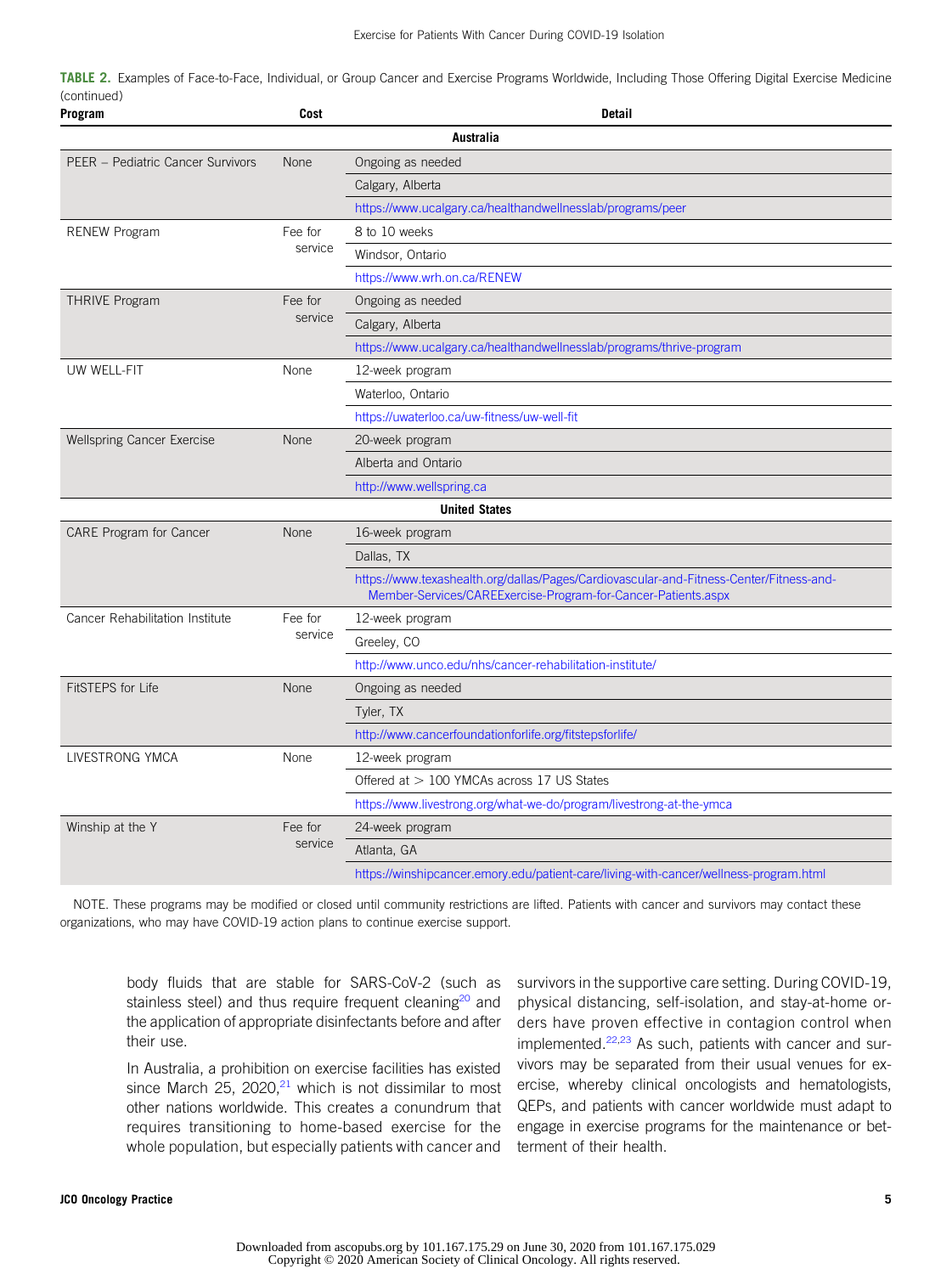**TABLE 2.** Examples of Face-to-Face, Individual, or Group Cancer and Exercise Programs Worldwide, Including Those Offering Digital Exercise Medicine (continued)

| Program | Cost | Detail |
|---|---|---|
| | | **Australia** |
| PEER – Pediatric Cancer Survivors | None | Ongoing as needed |
| | | Calgary, Alberta |
| | | https://www.ucalgary.ca/healthandwellnesslab/programs/peer |
| RENEW Program | Fee for service | 8 to 10 weeks |
| | | Windsor, Ontario |
| | | https://www.wrh.on.ca/RENEW |
| THRIVE Program | Fee for service | Ongoing as needed |
| | | Calgary, Alberta |
| | | https://www.ucalgary.ca/healthandwellnesslab/programs/thrive-program |
| UW WELL-FIT | None | 12-week program |
| | | Waterloo, Ontario |
| | | https://uwaterloo.ca/uw-fitness/uw-well-fit |
| Wellspring Cancer Exercise | None | 20-week program |
| | | Alberta and Ontario |
| | | http://www.wellspring.ca |
| | | **United States** |
| CARE Program for Cancer | None | 16-week program |
| | | Dallas, TX |
| | | https://www.texashealth.org/dallas/Pages/Cardiovascular-and-Fitness-Center/Fitness-and-Member-Services/CAREExercise-Program-for-Cancer-Patients.aspx |
| Cancer Rehabilitation Institute | Fee for service | 12-week program |
| | | Greeley, CO |
| | | http://www.unco.edu/nhs/cancer-rehabilitation-institute/ |
| FitSTEPS for Life | None | Ongoing as needed |
| | | Tyler, TX |
| | | http://www.cancerfoundationforlife.org/fitstepsforlife/ |
| LIVESTRONG YMCA | None | 12-week program |
| | | Offered at > 100 YMCAs across 17 US States |
| | | https://www.livestrong.org/what-we-do/program/livestrong-at-the-ymca |
| Winship at the Y | Fee for service | 24-week program |
| | | Atlanta, GA |
| | | https://winshipcancer.emory.edu/patient-care/living-with-cancer/wellness-program.html |

NOTE. These programs may be modified or closed until community restrictions are lifted. Patients with cancer and survivors may contact these organizations, who may have COVID-19 action plans to continue exercise support.

body fluids that are stable for SARS-CoV-2 (such as stainless steel) and thus require frequent cleaning[20] and the application of appropriate disinfectants before and after their use.

In Australia, a prohibition on exercise facilities has existed since March 25, 2020,[21] which is not dissimilar to most other nations worldwide. This creates a conundrum that requires transitioning to home-based exercise for the whole population, but especially patients with cancer and survivors in the supportive care setting. During COVID-19, physical distancing, self-isolation, and stay-at-home orders have proven effective in contagion control when implemented.[22,23] As such, patients with cancer and survivors may be separated from their usual venues for exercise, whereby clinical oncologists and hematologists, QEPs, and patients with cancer worldwide must adapt to engage in exercise programs for the maintenance or betterment of their health.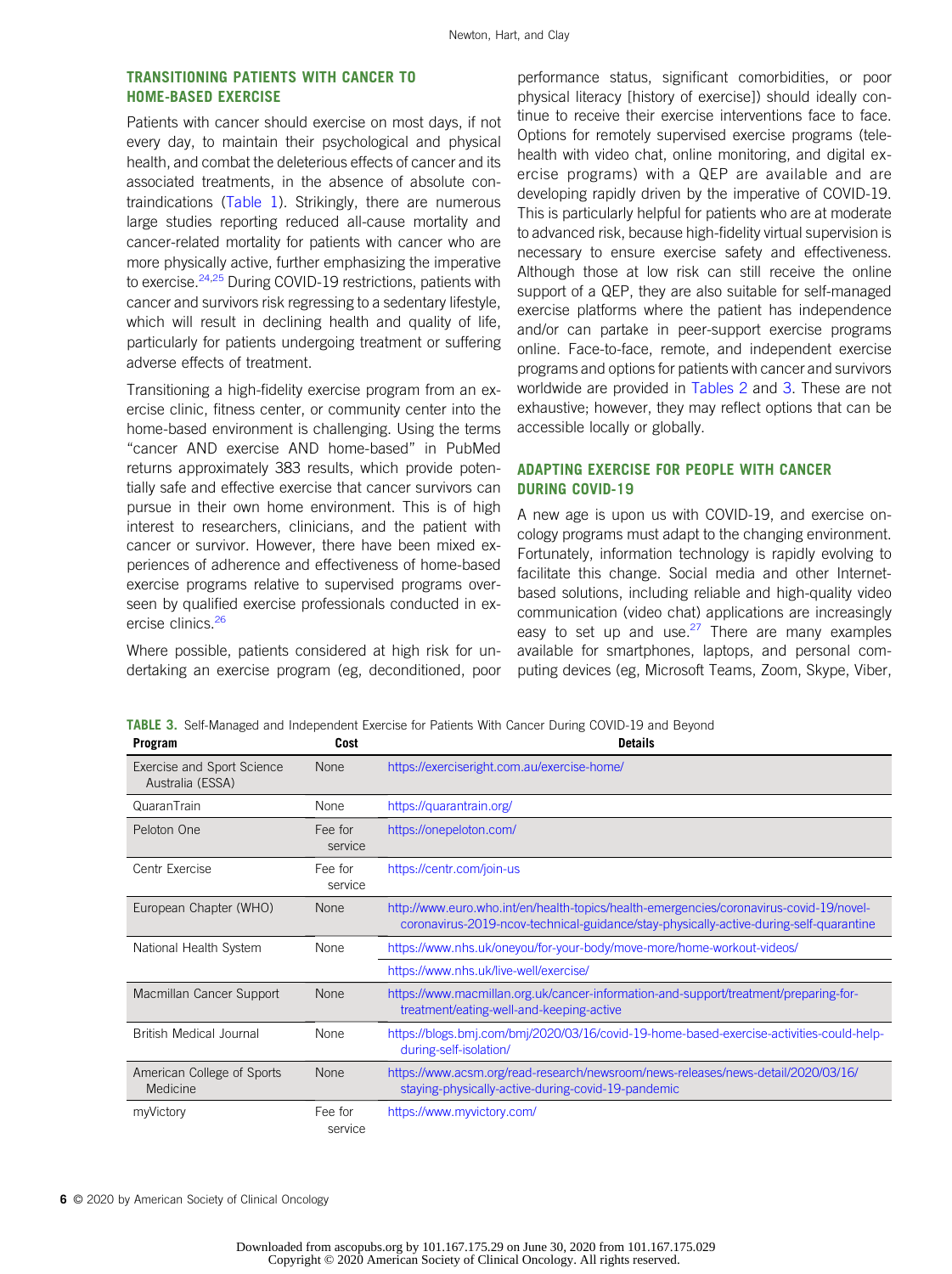## TRANSITIONING PATIENTS WITH CANCER TO HOME-BASED EXERCISE

Patients with cancer should exercise on most days, if not every day, to maintain their psychological and physical health, and combat the deleterious effects of cancer and its associated treatments, in the absence of absolute contraindications (Table 1). Strikingly, there are numerous large studies reporting reduced all-cause mortality and cancer-related mortality for patients with cancer who are more physically active, further emphasizing the imperative to exercise.[24,25] During COVID-19 restrictions, patients with cancer and survivors risk regressing to a sedentary lifestyle, which will result in declining health and quality of life, particularly for patients undergoing treatment or suffering adverse effects of treatment.

Transitioning a high-fidelity exercise program from an exercise clinic, fitness center, or community center into the home-based environment is challenging. Using the terms "cancer AND exercise AND home-based" in PubMed returns approximately 383 results, which provide potentially safe and effective exercise that cancer survivors can pursue in their own home environment. This is of high interest to researchers, clinicians, and the patient with cancer or survivor. However, there have been mixed experiences of adherence and effectiveness of home-based exercise programs relative to supervised programs overseen by qualified exercise professionals conducted in exercise clinics.[26]

Where possible, patients considered at high risk for undertaking an exercise program (eg, deconditioned, poor performance status, significant comorbidities, or poor physical literacy [history of exercise]) should ideally continue to receive their exercise interventions face to face. Options for remotely supervised exercise programs (telehealth with video chat, online monitoring, and digital exercise programs) with a QEP are available and are developing rapidly driven by the imperative of COVID-19. This is particularly helpful for patients who are at moderate to advanced risk, because high-fidelity virtual supervision is necessary to ensure exercise safety and effectiveness. Although those at low risk can still receive the online support of a QEP, they are also suitable for self-managed exercise platforms where the patient has independence and/or can partake in peer-support exercise programs online. Face-to-face, remote, and independent exercise programs and options for patients with cancer and survivors worldwide are provided in Tables 2 and 3. These are not exhaustive; however, they may reflect options that can be accessible locally or globally.

## ADAPTING EXERCISE FOR PEOPLE WITH CANCER DURING COVID-19

A new age is upon us with COVID-19, and exercise oncology programs must adapt to the changing environment. Fortunately, information technology is rapidly evolving to facilitate this change. Social media and other Internet-based solutions, including reliable and high-quality video communication (video chat) applications are increasingly easy to set up and use.[27] There are many examples available for smartphones, laptops, and personal computing devices (eg, Microsoft Teams, Zoom, Skype, Viber,

**TABLE 3.** Self-Managed and Independent Exercise for Patients With Cancer During COVID-19 and Beyond

| Program | Cost | Details |
|---|---|---|
| Exercise and Sport Science Australia (ESSA) | None | https://exerciseright.com.au/exercise-home/ |
| QuaranTrain | None | https://quarantrain.org/ |
| Peloton One | Fee for service | https://onepeloton.com/ |
| Centr Exercise | Fee for service | https://centr.com/join-us |
| European Chapter (WHO) | None | http://www.euro.who.int/en/health-topics/health-emergencies/coronavirus-covid-19/novel-coronavirus-2019-ncov-technical-guidance/stay-physically-active-during-self-quarantine |
| National Health System | None | https://www.nhs.uk/oneyou/for-your-body/move-more/home-workout-videos/ |
| | | https://www.nhs.uk/live-well/exercise/ |
| Macmillan Cancer Support | None | https://www.macmillan.org.uk/cancer-information-and-support/treatment/preparing-for-treatment/eating-well-and-keeping-active |
| British Medical Journal | None | https://blogs.bmj.com/bmj/2020/03/16/covid-19-home-based-exercise-activities-could-help-during-self-isolation/ |
| American College of Sports Medicine | None | https://www.acsm.org/read-research/newsroom/news-releases/news-detail/2020/03/16/staying-physically-active-during-covid-19-pandemic |
| myVictory | Fee for service | https://www.myvictory.com/ |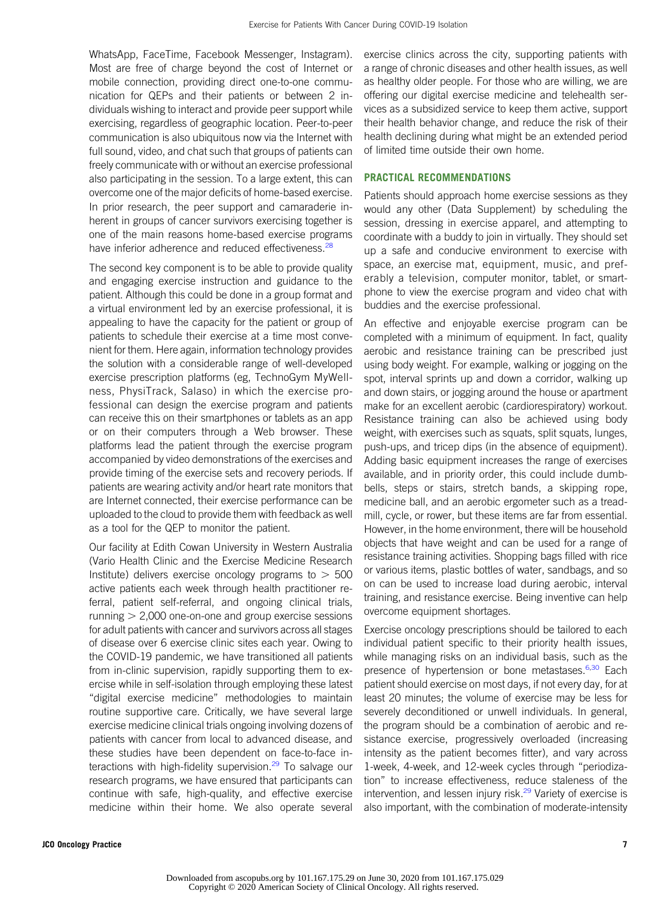WhatsApp, FaceTime, Facebook Messenger, Instagram). Most are free of charge beyond the cost of Internet or mobile connection, providing direct one-to-one communication for QEPs and their patients or between 2 individuals wishing to interact and provide peer support while exercising, regardless of geographic location. Peer-to-peer communication is also ubiquitous now via the Internet with full sound, video, and chat such that groups of patients can freely communicate with or without an exercise professional also participating in the session. To a large extent, this can overcome one of the major deficits of home-based exercise. In prior research, the peer support and camaraderie inherent in groups of cancer survivors exercising together is one of the main reasons home-based exercise programs have inferior adherence and reduced effectiveness.[28]

The second key component is to be able to provide quality and engaging exercise instruction and guidance to the patient. Although this could be done in a group format and a virtual environment led by an exercise professional, it is appealing to have the capacity for the patient or group of patients to schedule their exercise at a time most convenient for them. Here again, information technology provides the solution with a considerable range of well-developed exercise prescription platforms (eg, TechnoGym MyWellness, PhysiTrack, Salaso) in which the exercise professional can design the exercise program and patients can receive this on their smartphones or tablets as an app or on their computers through a Web browser. These platforms lead the patient through the exercise program accompanied by video demonstrations of the exercises and provide timing of the exercise sets and recovery periods. If patients are wearing activity and/or heart rate monitors that are Internet connected, their exercise performance can be uploaded to the cloud to provide them with feedback as well as a tool for the QEP to monitor the patient.

Our facility at Edith Cowan University in Western Australia (Vario Health Clinic and the Exercise Medicine Research Institute) delivers exercise oncology programs to > 500 active patients each week through health practitioner referral, patient self-referral, and ongoing clinical trials, running > 2,000 one-on-one and group exercise sessions for adult patients with cancer and survivors across all stages of disease over 6 exercise clinic sites each year. Owing to the COVID-19 pandemic, we have transitioned all patients from in-clinic supervision, rapidly supporting them to exercise while in self-isolation through employing these latest "digital exercise medicine" methodologies to maintain routine supportive care. Critically, we have several large exercise medicine clinical trials ongoing involving dozens of patients with cancer from local to advanced disease, and these studies have been dependent on face-to-face interactions with high-fidelity supervision.[29] To salvage our research programs, we have ensured that participants can continue with safe, high-quality, and effective exercise medicine within their home. We also operate several exercise clinics across the city, supporting patients with a range of chronic diseases and other health issues, as well as healthy older people. For those who are willing, we are offering our digital exercise medicine and telehealth services as a subsidized service to keep them active, support their health behavior change, and reduce the risk of their health declining during what might be an extended period of limited time outside their own home.

## PRACTICAL RECOMMENDATIONS

Patients should approach home exercise sessions as they would any other (Data Supplement) by scheduling the session, dressing in exercise apparel, and attempting to coordinate with a buddy to join in virtually. They should set up a safe and conducive environment to exercise with space, an exercise mat, equipment, music, and preferably a television, computer monitor, tablet, or smartphone to view the exercise program and video chat with buddies and the exercise professional.

An effective and enjoyable exercise program can be completed with a minimum of equipment. In fact, quality aerobic and resistance training can be prescribed just using body weight. For example, walking or jogging on the spot, interval sprints up and down a corridor, walking up and down stairs, or jogging around the house or apartment make for an excellent aerobic (cardiorespiratory) workout. Resistance training can also be achieved using body weight, with exercises such as squats, split squats, lunges, push-ups, and tricep dips (in the absence of equipment). Adding basic equipment increases the range of exercises available, and in priority order, this could include dumbbells, steps or stairs, stretch bands, a skipping rope, medicine ball, and an aerobic ergometer such as a treadmill, cycle, or rower, but these items are far from essential. However, in the home environment, there will be household objects that have weight and can be used for a range of resistance training activities. Shopping bags filled with rice or various items, plastic bottles of water, sandbags, and so on can be used to increase load during aerobic, interval training, and resistance exercise. Being inventive can help overcome equipment shortages.

Exercise oncology prescriptions should be tailored to each individual patient specific to their priority health issues, while managing risks on an individual basis, such as the presence of hypertension or bone metastases.[6,30] Each patient should exercise on most days, if not every day, for at least 20 minutes; the volume of exercise may be less for severely deconditioned or unwell individuals. In general, the program should be a combination of aerobic and resistance exercise, progressively overloaded (increasing intensity as the patient becomes fitter), and vary across 1-week, 4-week, and 12-week cycles through "periodization" to increase effectiveness, reduce staleness of the intervention, and lessen injury risk.[29] Variety of exercise is also important, with the combination of moderate-intensity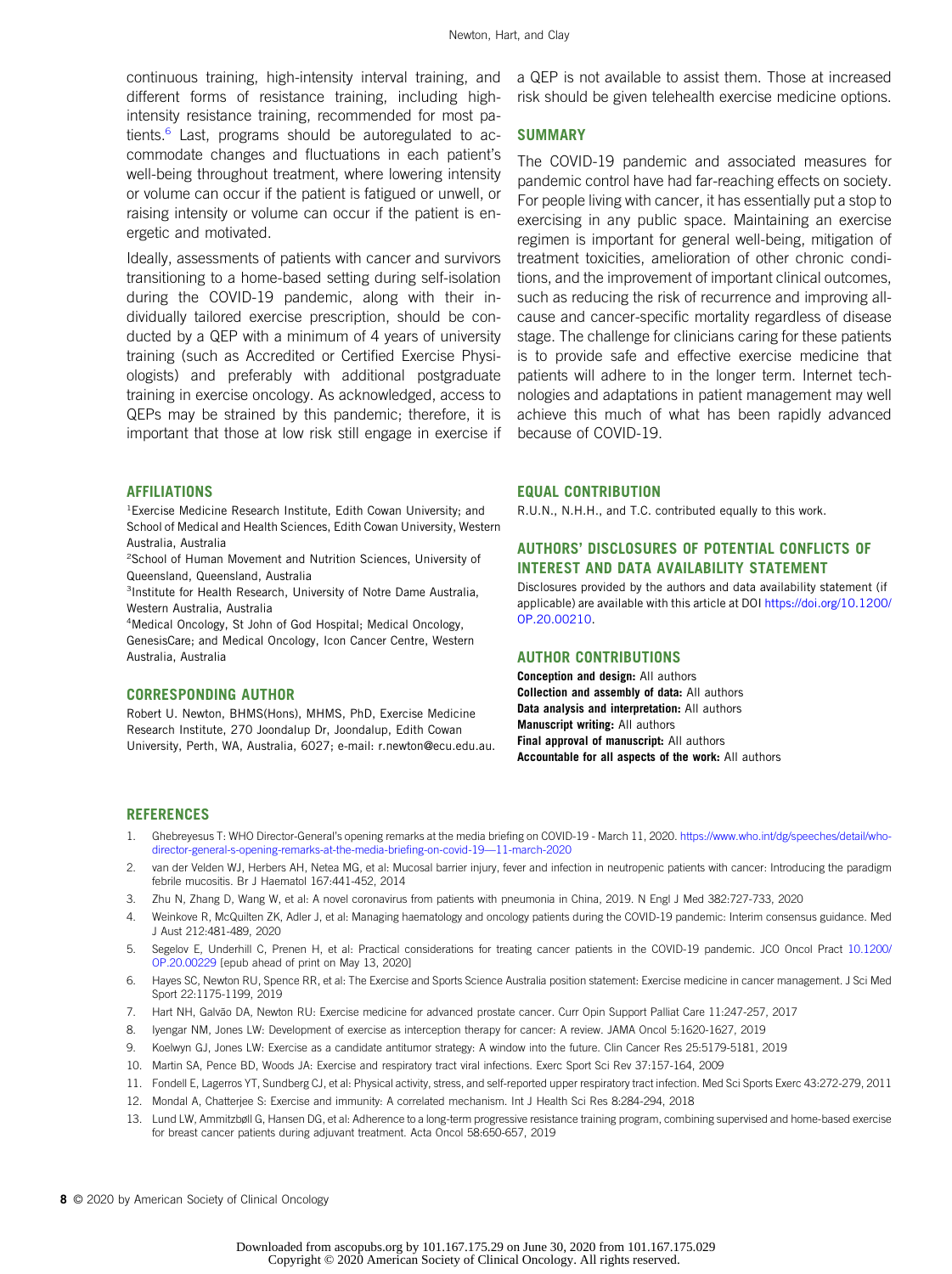continuous training, high-intensity interval training, and different forms of resistance training, including high-intensity resistance training, recommended for most patients.[6] Last, programs should be autoregulated to accommodate changes and fluctuations in each patient's well-being throughout treatment, where lowering intensity or volume can occur if the patient is fatigued or unwell, or raising intensity or volume can occur if the patient is energetic and motivated.

Ideally, assessments of patients with cancer and survivors transitioning to a home-based setting during self-isolation during the COVID-19 pandemic, along with their individually tailored exercise prescription, should be conducted by a QEP with a minimum of 4 years of university training (such as Accredited or Certified Exercise Physiologists) and preferably with additional postgraduate training in exercise oncology. As acknowledged, access to QEPs may be strained by this pandemic; therefore, it is important that those at low risk still engage in exercise if a QEP is not available to assist them. Those at increased risk should be given telehealth exercise medicine options.

## SUMMARY

The COVID-19 pandemic and associated measures for pandemic control have had far-reaching effects on society. For people living with cancer, it has essentially put a stop to exercising in any public space. Maintaining an exercise regimen is important for general well-being, mitigation of treatment toxicities, amelioration of other chronic conditions, and the improvement of important clinical outcomes, such as reducing the risk of recurrence and improving all-cause and cancer-specific mortality regardless of disease stage. The challenge for clinicians caring for these patients is to provide safe and effective exercise medicine that patients will adhere to in the longer term. Internet technologies and adaptations in patient management may well achieve this much of what has been rapidly advanced because of COVID-19.

## AFFILIATIONS

[1]Exercise Medicine Research Institute, Edith Cowan University; and School of Medical and Health Sciences, Edith Cowan University, Western Australia, Australia
[2]School of Human Movement and Nutrition Sciences, University of Queensland, Queensland, Australia
[3]Institute for Health Research, University of Notre Dame Australia, Western Australia, Australia
[4]Medical Oncology, St John of God Hospital; Medical Oncology, GenesisCare; and Medical Oncology, Icon Cancer Centre, Western Australia, Australia

## CORRESPONDING AUTHOR

Robert U. Newton, BHMS(Hons), MHMS, PhD, Exercise Medicine Research Institute, 270 Joondalup Dr, Joondalup, Edith Cowan University, Perth, WA, Australia, 6027; e-mail: r.newton@ecu.edu.au.

## EQUAL CONTRIBUTION

R.U.N., N.H.H., and T.C. contributed equally to this work.

## AUTHORS' DISCLOSURES OF POTENTIAL CONFLICTS OF INTEREST AND DATA AVAILABILITY STATEMENT

Disclosures provided by the authors and data availability statement (if applicable) are available with this article at DOI https://doi.org/10.1200/OP.20.00210.

## AUTHOR CONTRIBUTIONS

**Conception and design:** All authors
**Collection and assembly of data:** All authors
**Data analysis and interpretation:** All authors
**Manuscript writing:** All authors
**Final approval of manuscript:** All authors
**Accountable for all aspects of the work:** All authors

## REFERENCES

1. Ghebreyesus T: WHO Director-General's opening remarks at the media briefing on COVID-19 - March 11, 2020. https://www.who.int/dg/speeches/detail/who-director-general-s-opening-remarks-at-the-media-briefing-on-covid-19—11-march-2020
2. van der Velden WJ, Herbers AH, Netea MG, et al: Mucosal barrier injury, fever and infection in neutropenic patients with cancer: Introducing the paradigm febrile mucositis. Br J Haematol 167:441-452, 2014
3. Zhu N, Zhang D, Wang W, et al: A novel coronavirus from patients with pneumonia in China, 2019. N Engl J Med 382:727-733, 2020
4. Weinkove R, McQuilten ZK, Adler J, et al: Managing haematology and oncology patients during the COVID-19 pandemic: Interim consensus guidance. Med J Aust 212:481-489, 2020
5. Segelov E, Underhill C, Prenen H, et al: Practical considerations for treating cancer patients in the COVID-19 pandemic. JCO Oncol Pract 10.1200/OP.20.00229 [epub ahead of print on May 13, 2020]
6. Hayes SC, Newton RU, Spence RR, et al: The Exercise and Sports Science Australia position statement: Exercise medicine in cancer management. J Sci Med Sport 22:1175-1199, 2019
7. Hart NH, Galvão DA, Newton RU: Exercise medicine for advanced prostate cancer. Curr Opin Support Palliat Care 11:247-257, 2017
8. Iyengar NM, Jones LW: Development of exercise as interception therapy for cancer: A review. JAMA Oncol 5:1620-1627, 2019
9. Koelwyn GJ, Jones LW: Exercise as a candidate antitumor strategy: A window into the future. Clin Cancer Res 25:5179-5181, 2019
10. Martin SA, Pence BD, Woods JA: Exercise and respiratory tract viral infections. Exerc Sport Sci Rev 37:157-164, 2009
11. Fondell E, Lagerros YT, Sundberg CJ, et al: Physical activity, stress, and self-reported upper respiratory tract infection. Med Sci Sports Exerc 43:272-279, 2011
12. Mondal A, Chatterjee S: Exercise and immunity: A correlated mechanism. Int J Health Sci Res 8:284-294, 2018
13. Lund LW, Ammitzbøll G, Hansen DG, et al: Adherence to a long-term progressive resistance training program, combining supervised and home-based exercise for breast cancer patients during adjuvant treatment. Acta Oncol 58:650-657, 2019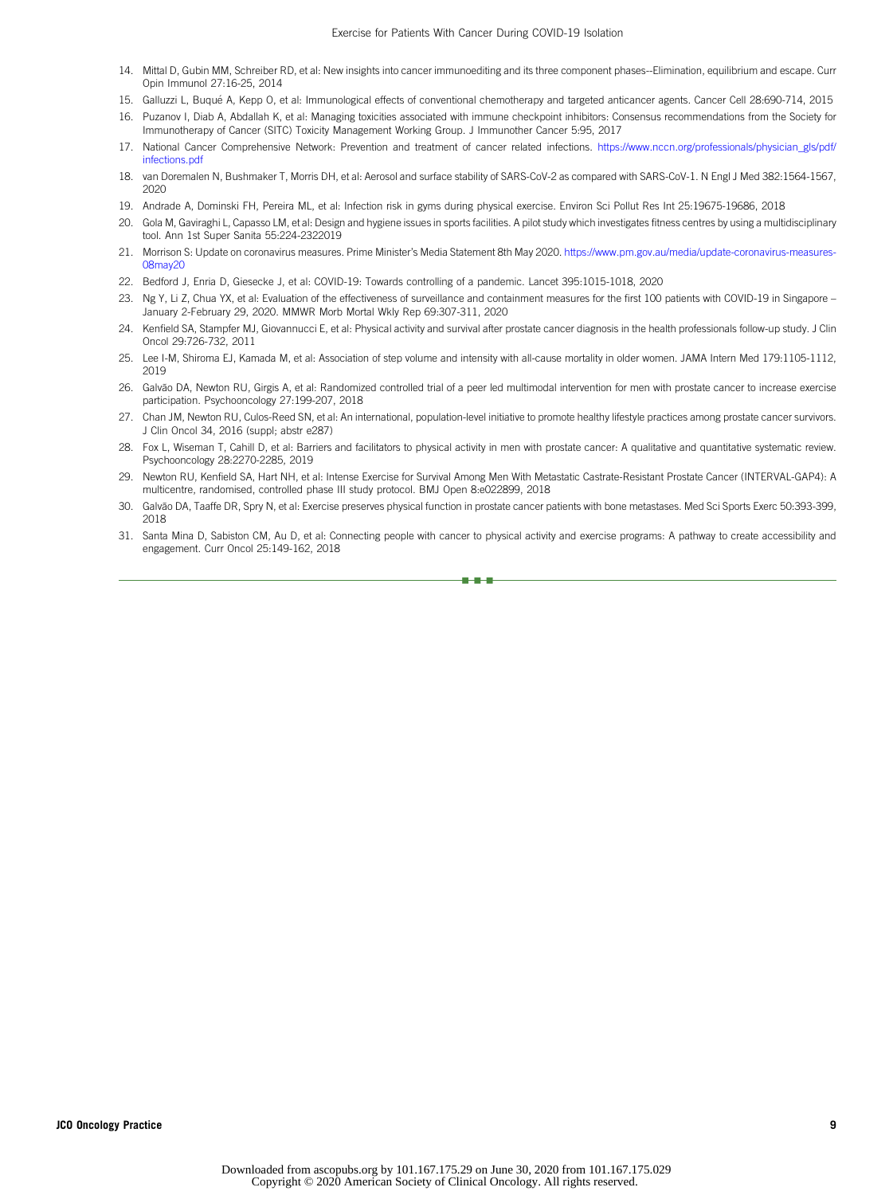14. Mittal D, Gubin MM, Schreiber RD, et al: New insights into cancer immunoediting and its three component phases--Elimination, equilibrium and escape. Curr Opin Immunol 27:16-25, 2014
15. Galluzzi L, Buqué A, Kepp O, et al: Immunological effects of conventional chemotherapy and targeted anticancer agents. Cancer Cell 28:690-714, 2015
16. Puzanov I, Diab A, Abdallah K, et al: Managing toxicities associated with immune checkpoint inhibitors: Consensus recommendations from the Society for Immunotherapy of Cancer (SITC) Toxicity Management Working Group. J Immunother Cancer 5:95, 2017
17. National Cancer Comprehensive Network: Prevention and treatment of cancer related infections. https://www.nccn.org/professionals/physician_gls/pdf/infections.pdf
18. van Doremalen N, Bushmaker T, Morris DH, et al: Aerosol and surface stability of SARS-CoV-2 as compared with SARS-CoV-1. N Engl J Med 382:1564-1567, 2020
19. Andrade A, Dominski FH, Pereira ML, et al: Infection risk in gyms during physical exercise. Environ Sci Pollut Res Int 25:19675-19686, 2018
20. Gola M, Gaviraghi L, Capasso LM, et al: Design and hygiene issues in sports facilities. A pilot study which investigates fitness centres by using a multidisciplinary tool. Ann 1st Super Sanita 55:224-2322019
21. Morrison S: Update on coronavirus measures. Prime Minister's Media Statement 8th May 2020. https://www.pm.gov.au/media/update-coronavirus-measures-08may20
22. Bedford J, Enria D, Giesecke J, et al: COVID-19: Towards controlling of a pandemic. Lancet 395:1015-1018, 2020
23. Ng Y, Li Z, Chua YX, et al: Evaluation of the effectiveness of surveillance and containment measures for the first 100 patients with COVID-19 in Singapore – January 2-February 29, 2020. MMWR Morb Mortal Wkly Rep 69:307-311, 2020
24. Kenfield SA, Stampfer MJ, Giovannucci E, et al: Physical activity and survival after prostate cancer diagnosis in the health professionals follow-up study. J Clin Oncol 29:726-732, 2011
25. Lee I-M, Shiroma EJ, Kamada M, et al: Association of step volume and intensity with all-cause mortality in older women. JAMA Intern Med 179:1105-1112, 2019
26. Galvão DA, Newton RU, Girgis A, et al: Randomized controlled trial of a peer led multimodal intervention for men with prostate cancer to increase exercise participation. Psychooncology 27:199-207, 2018
27. Chan JM, Newton RU, Culos-Reed SN, et al: An international, population-level initiative to promote healthy lifestyle practices among prostate cancer survivors. J Clin Oncol 34, 2016 (suppl; abstr e287)
28. Fox L, Wiseman T, Cahill D, et al: Barriers and facilitators to physical activity in men with prostate cancer: A qualitative and quantitative systematic review. Psychooncology 28:2270-2285, 2019
29. Newton RU, Kenfield SA, Hart NH, et al: Intense Exercise for Survival Among Men With Metastatic Castrate-Resistant Prostate Cancer (INTERVAL-GAP4): A multicentre, randomised, controlled phase III study protocol. BMJ Open 8:e022899, 2018
30. Galvão DA, Taaffe DR, Spry N, et al: Exercise preserves physical function in prostate cancer patients with bone metastases. Med Sci Sports Exerc 50:393-399, 2018
31. Santa Mina D, Sabiston CM, Au D, et al: Connecting people with cancer to physical activity and exercise programs: A pathway to create accessibility and engagement. Curr Oncol 25:149-162, 2018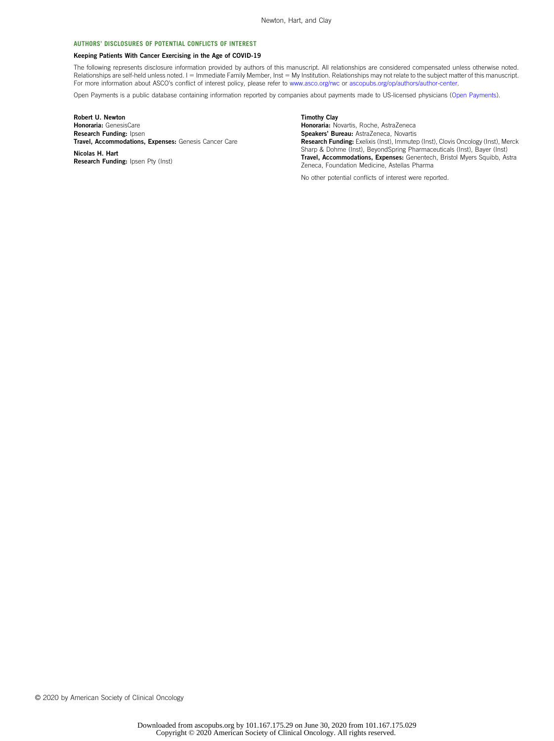## AUTHORS' DISCLOSURES OF POTENTIAL CONFLICTS OF INTEREST

**Keeping Patients With Cancer Exercising in the Age of COVID-19**

The following represents disclosure information provided by authors of this manuscript. All relationships are considered compensated unless otherwise noted. Relationships are self-held unless noted. I = Immediate Family Member, Inst = My Institution. Relationships may not relate to the subject matter of this manuscript. For more information about ASCO's conflict of interest policy, please refer to www.asco.org/rwc or ascopubs.org/op/authors/author-center.

Open Payments is a public database containing information reported by companies about payments made to US-licensed physicians (Open Payments).

**Robert U. Newton**
**Honoraria:** GenesisCare
**Research Funding:** Ipsen
**Travel, Accommodations, Expenses:** Genesis Cancer Care

**Nicolas H. Hart**
**Research Funding:** Ipsen Pty (Inst)

**Timothy Clay**
**Honoraria:** Novartis, Roche, AstraZeneca
**Speakers' Bureau:** AstraZeneca, Novartis
**Research Funding:** Exelixis (Inst), Immutep (Inst), Clovis Oncology (Inst), Merck Sharp & Dohme (Inst), BeyondSpring Pharmaceuticals (Inst), Bayer (Inst)
**Travel, Accommodations, Expenses:** Genentech, Bristol Myers Squibb, Astra Zeneca, Foundation Medicine, Astellas Pharma

No other potential conflicts of interest were reported.